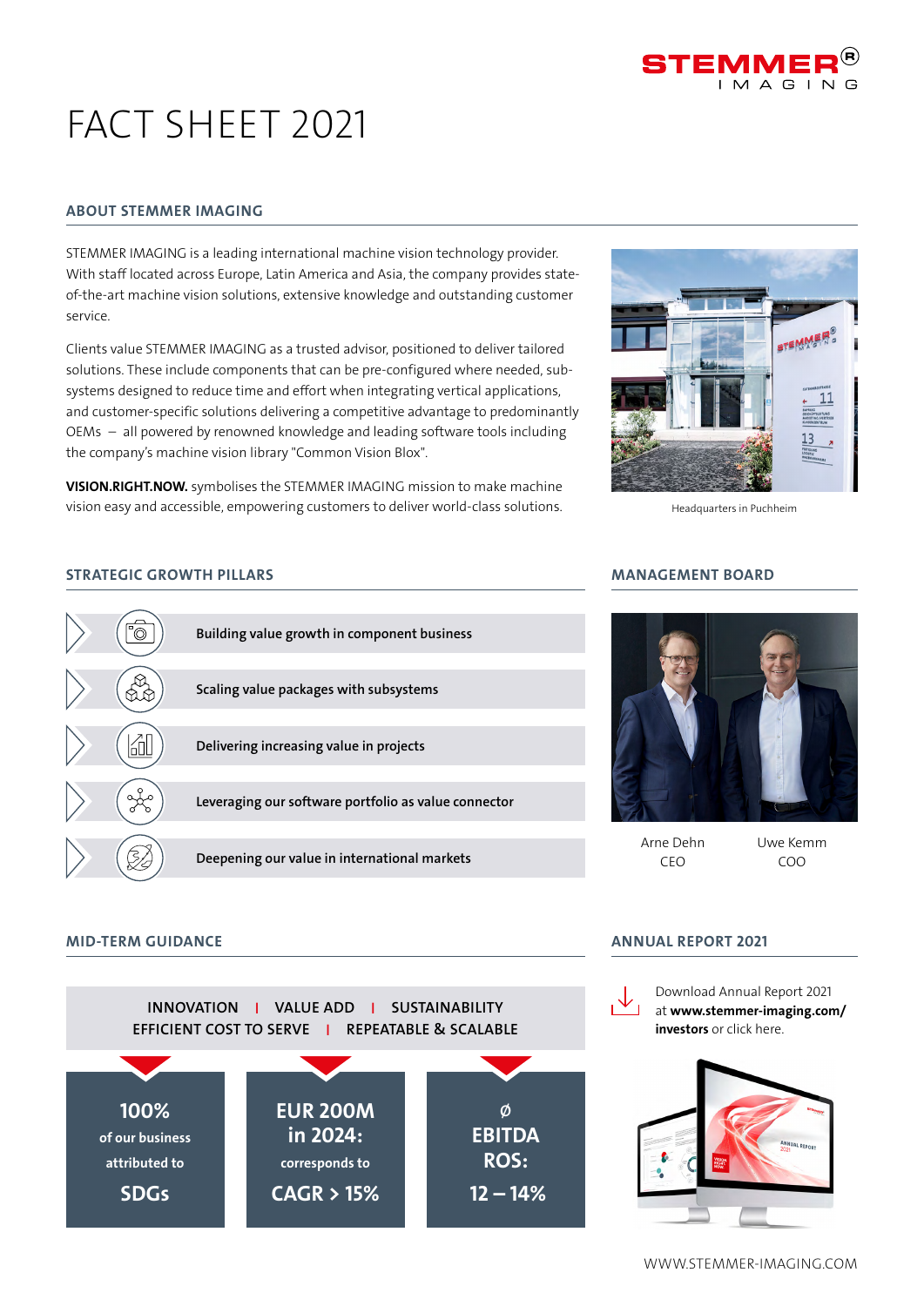# FACT SHEET 2021

## ABOUT STEMMER IMAGING

STEMMER IMAGING is a leading international machine vision technology provider. With staff located across Europe, Latin America and Asia, the company provides state-of-the-art machine vision solutions, extensive knowledge and outstanding customer service.

Clients value STEMMER IMAGING as a trusted advisor, positioned to deliver tailored solutions. These include components that can be pre-configured where needed, sub-systems designed to reduce time and effort when integrating vertical applications, and customer-specific solutions delivering a competitive advantage to predominantly OEMs – all powered by renowned knowledge and leading software tools including the company's machine vision library "Common Vision Blox".

**VISION.RIGHT.NOW.** symbolises the STEMMER IMAGING mission to make machine vision easy and accessible, empowering customers to deliver world-class solutions.

Headquarters in Puchheim

## STRATEGIC GROWTH PILLARS

- **Building value growth in component business**
- **Scaling value packages with subsystems**
- **Delivering increasing value in projects**
- **Leveraging our software portfolio as value connector**
- **Deepening our value in international markets**

## MANAGEMENT BOARD

Arne Dehn
CEO

Uwe Kemm
COO

## MID-TERM GUIDANCE

**INNOVATION | VALUE ADD | SUSTAINABILITY**
**EFFICIENT COST TO SERVE | REPEATABLE & SCALABLE**

| **100%** of our business attributed to **SDGs** | **EUR 200M in 2024:** corresponds to **CAGR > 15%** | **ø EBITDA ROS: 12 – 14%** |
|---|---|---|

## ANNUAL REPORT 2021

Download Annual Report 2021 at **www.stemmer-imaging.com/investors** or click here.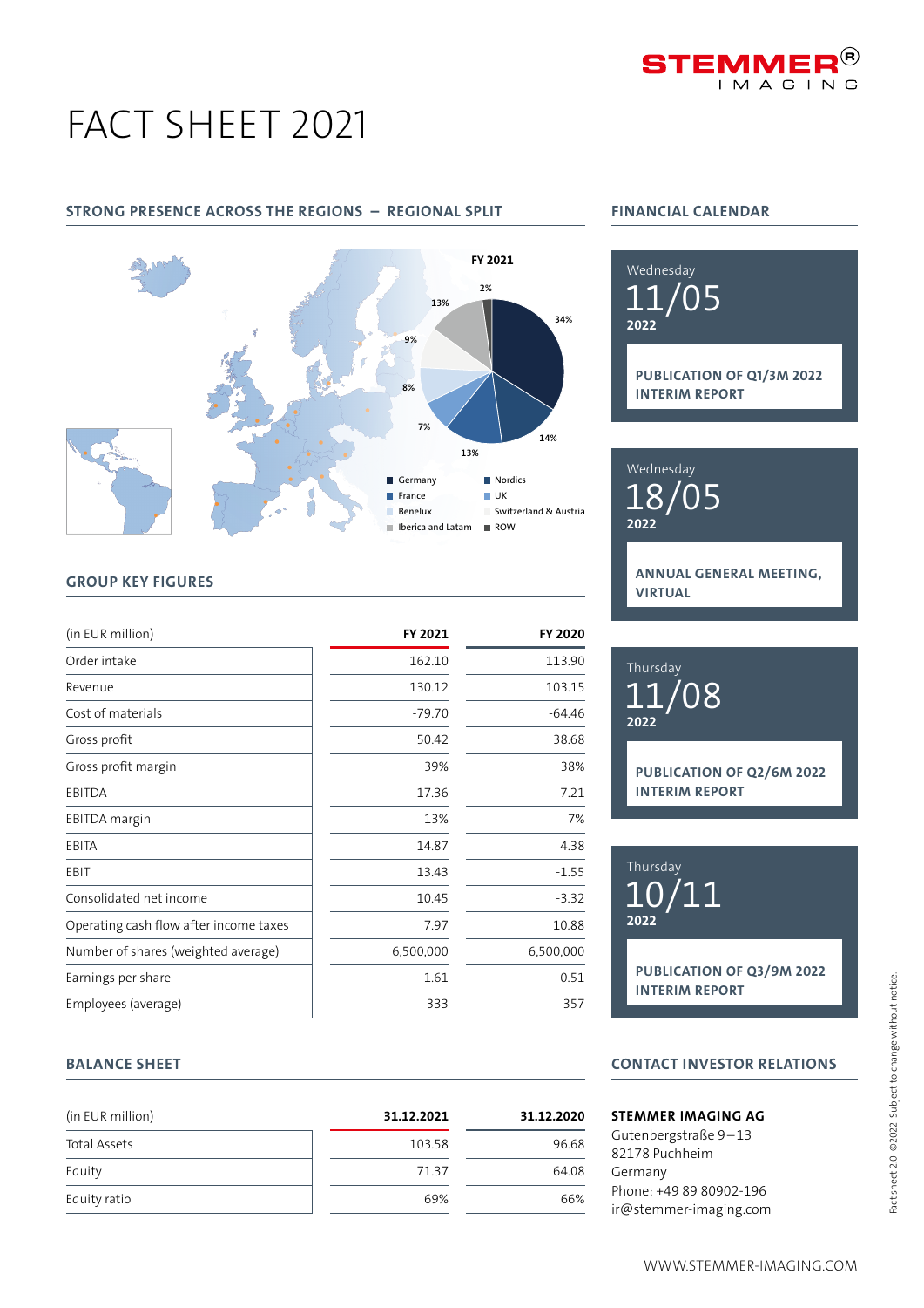STEMMER® IMAGING

# FACT SHEET 2021

## STRONG PRESENCE ACROSS THE REGIONS – REGIONAL SPLIT

FY 2021

2%
34%
14%
13%
7%
8%
9%
13%

Germany
France
Benelux
Iberica and Latam
Nordics
UK
Switzerland & Austria
ROW

## GROUP KEY FIGURES

| (in EUR million) | FY 2021 | FY 2020 |
|---|---|---|
| Order intake | 162.10 | 113.90 |
| Revenue | 130.12 | 103.15 |
| Cost of materials | -79.70 | -64.46 |
| Gross profit | 50.42 | 38.68 |
| Gross profit margin | 39% | 38% |
| EBITDA | 17.36 | 7.21 |
| EBITDA margin | 13% | 7% |
| EBITA | 14.87 | 4.38 |
| EBIT | 13.43 | -1.55 |
| Consolidated net income | 10.45 | -3.32 |
| Operating cash flow after income taxes | 7.97 | 10.88 |
| Number of shares (weighted average) | 6,500,000 | 6,500,000 |
| Earnings per share | 1.61 | -0.51 |
| Employees (average) | 333 | 357 |

## BALANCE SHEET

| (in EUR million) | 31.12.2021 | 31.12.2020 |
|---|---|---|
| Total Assets | 103.58 | 96.68 |
| Equity | 71.37 | 64.08 |
| Equity ratio | 69% | 66% |

## FINANCIAL CALENDAR

Wednesday
**11/05**
**2022**

**PUBLICATION OF Q1/3M 2022 INTERIM REPORT**

Wednesday
**18/05**
**2022**

**ANNUAL GENERAL MEETING, VIRTUAL**

Thursday
**11/08**
**2022**

**PUBLICATION OF Q2/6M 2022 INTERIM REPORT**

Thursday
**10/11**
**2022**

**PUBLICATION OF Q3/9M 2022 INTERIM REPORT**

## CONTACT INVESTOR RELATIONS

**STEMMER IMAGING AG**
Gutenbergstraße 9–13
82178 Puchheim
Germany
Phone: +49 89 80902-196
ir@stemmer-imaging.com

WWW.STEMMER-IMAGING.COM

Fact sheet 2.0 ©2022 Subject to change without notice.